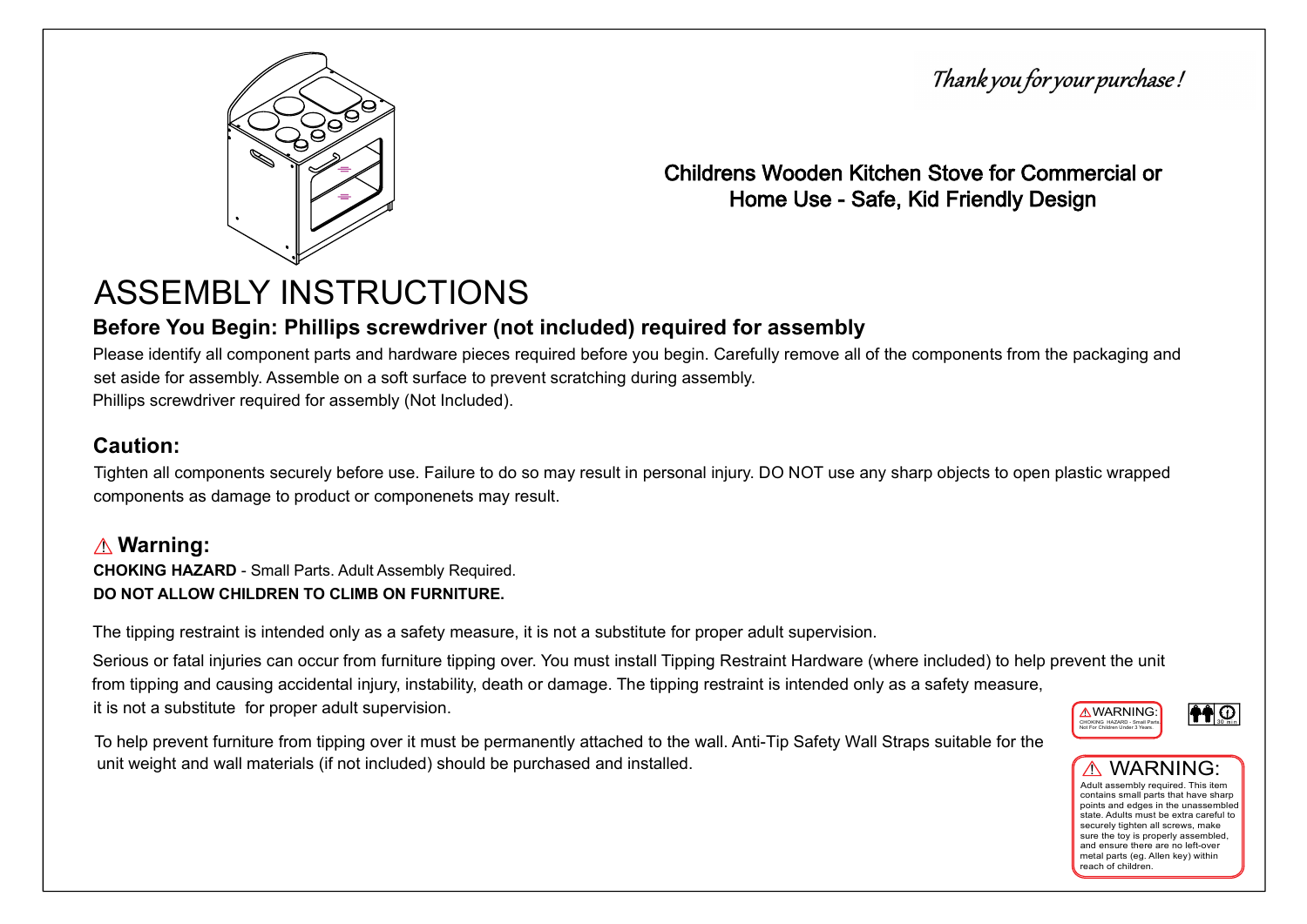*Thank you for your purchase !*

Childrens Wooden Kitchen Stove for Commercial or Home Use - Safe, Kid Friendly Design

# ASSEMBLY INSTRUCTIONS

## Before You Begin: Phillips screwdriver (not included) required for assembly

Please identify all component parts and hardware pieces required before you begin. Carefully remove all of the components from the packaging and set aside for assembly. Assemble on a soft surface to prevent scratching during assembly.
Phillips screwdriver required for assembly (Not Included).

## Caution:

Tighten all components securely before use. Failure to do so may result in personal injury. DO NOT use any sharp objects to open plastic wrapped components as damage to product or componenets may result.

## ⚠ Warning:

**CHOKING HAZARD** - Small Parts. Adult Assembly Required.
**DO NOT ALLOW CHILDREN TO CLIMB ON FURNITURE.**

The tipping restraint is intended only as a safety measure, it is not a substitute for proper adult supervision.

Serious or fatal injuries can occur from furniture tipping over. You must install Tipping Restraint Hardware (where included) to help prevent the unit from tipping and causing accidental injury, instability, death or damage. The tipping restraint is intended only as a safety measure, it is not a substitute for proper adult supervision.

To help prevent furniture from tipping over it must be permanently attached to the wall. Anti-Tip Safety Wall Straps suitable for the unit weight and wall materials (if not included) should be purchased and installed.

⚠WARNING:
CHOKING HAZARD - Small Parts Not For Children Under 3 Years.

30 min

⚠ WARNING:
Adult assembly required. This item contains small parts that have sharp points and edges in the unassembled state. Adults must be extra careful to securely tighten all screws, make sure the toy is properly assembled, and ensure there are no left-over metal parts (eg. Allen key) within reach of children.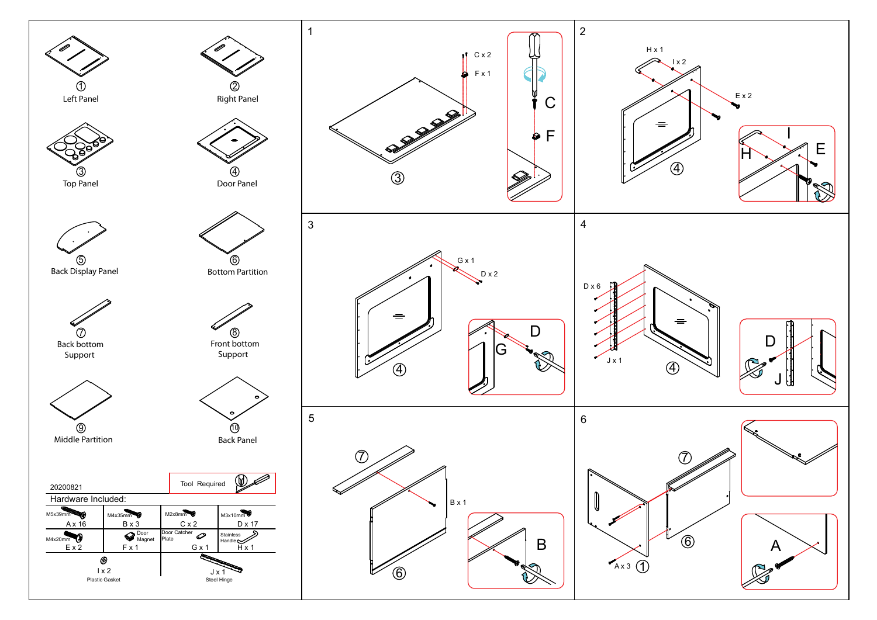① Left Panel

② Right Panel

③ Top Panel

④ Door Panel

⑤ Back Display Panel

⑥ Bottom Partition

⑦ Back bottom Support

⑧ Front bottom Support

⑨ Middle Partition

⑩ Back Panel

20200821

Tool Required

Hardware Included:

| M5x39mm A x 16 | M4x35mm B x 3 | M2x8mm C x 2 | M3x10mm D x 17 |
|---|---|---|---|
| M4x20mm E x 2 | Door Magnet F x 1 | Door Catcher Plate G x 1 | Stainless Handle H x 1 |
| I x 2 Plastic Gasket | | J x 1 Steel Hinge | |

1

C x 2

F x 1

C

F

③

2

H x 1

I x 2

E x 2

H

I

E

④

3

G x 1

D x 2

G

D

④

4

D x 6

J x 1

D

J

④

5

⑦

B x 1

B

⑥

6

⑦

⑥

A x 3 ①

A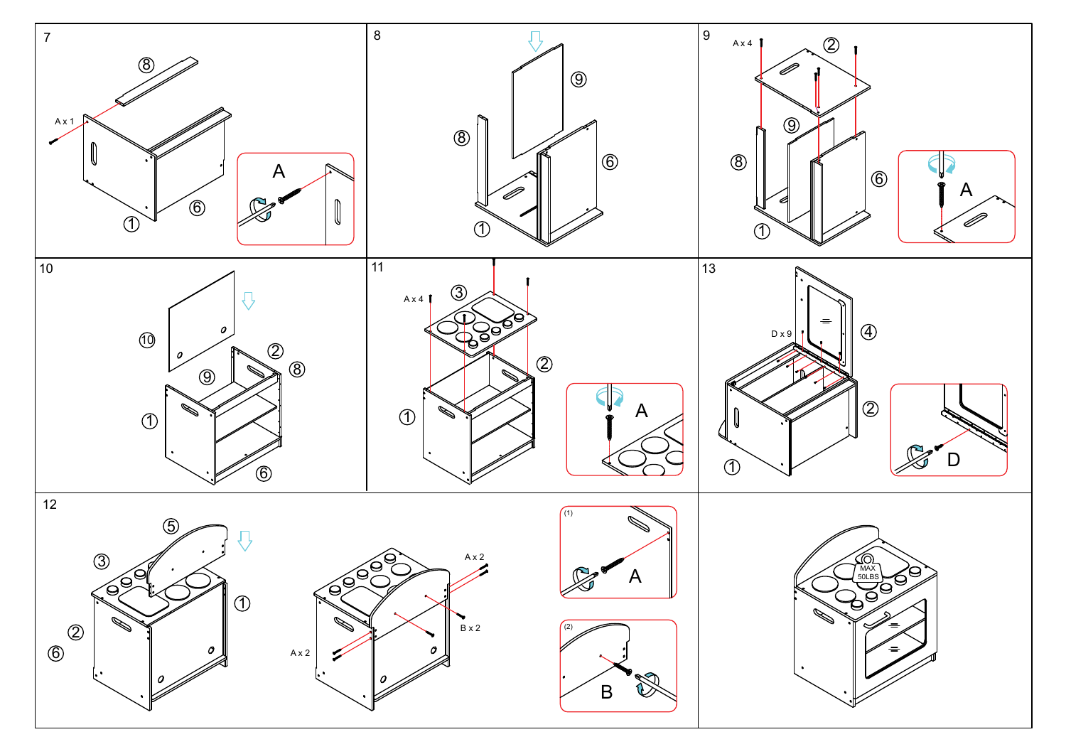7

⑧

A x 1

①

⑥

A

8

⑨

⑧

⑥

①

9

A x 4

②

⑨

⑧

⑥

①

A

10

⑩

②

⑧

⑨

①

⑥

11

A x 4

③

②

①

A

13

D x 9

④

②

①

D

12

⑤

③

①

②

⑥

A x 2

B x 2

A x 2

(1)

A

(2)

B

MAX 50LBS